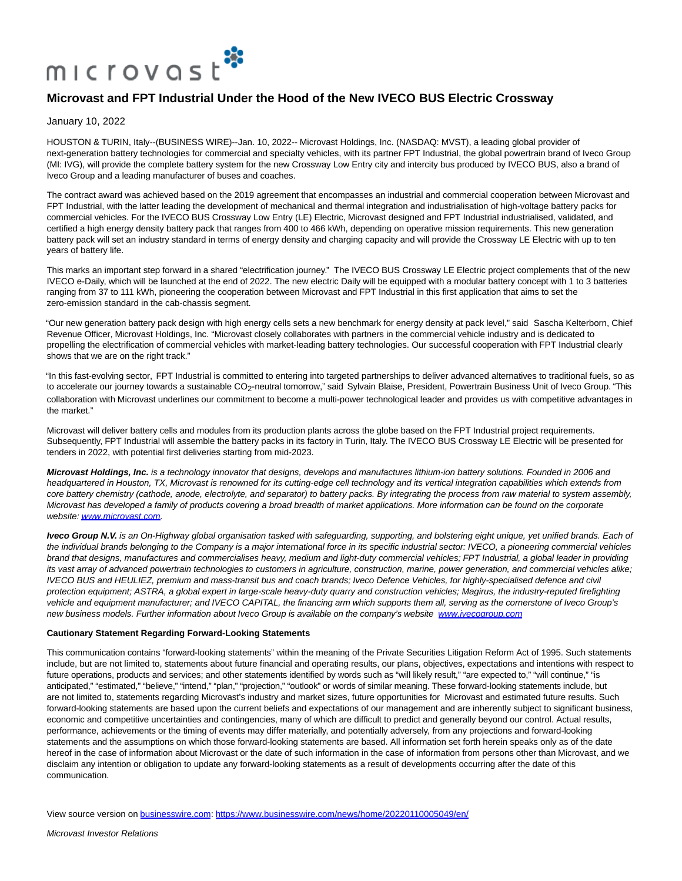microvast

# Microvast and FPT Industrial Under the Hood of the New IVECO BUS Electric Crossway

January 10, 2022

HOUSTON & TURIN, Italy--(BUSINESS WIRE)--Jan. 10, 2022-- Microvast Holdings, Inc. (NASDAQ: MVST), a leading global provider of next-generation battery technologies for commercial and specialty vehicles, with its partner FPT Industrial, the global powertrain brand of Iveco Group (MI: IVG), will provide the complete battery system for the new Crossway Low Entry city and intercity bus produced by IVECO BUS, also a brand of Iveco Group and a leading manufacturer of buses and coaches.

The contract award was achieved based on the 2019 agreement that encompasses an industrial and commercial cooperation between Microvast and FPT Industrial, with the latter leading the development of mechanical and thermal integration and industrialisation of high-voltage battery packs for commercial vehicles. For the IVECO BUS Crossway Low Entry (LE) Electric, Microvast designed and FPT Industrial industrialised, validated, and certified a high energy density battery pack that ranges from 400 to 466 kWh, depending on operative mission requirements. This new generation battery pack will set an industry standard in terms of energy density and charging capacity and will provide the Crossway LE Electric with up to ten years of battery life.

This marks an important step forward in a shared "electrification journey." The IVECO BUS Crossway LE Electric project complements that of the new IVECO e-Daily, which will be launched at the end of 2022. The new electric Daily will be equipped with a modular battery concept with 1 to 3 batteries ranging from 37 to 111 kWh, pioneering the cooperation between Microvast and FPT Industrial in this first application that aims to set the zero-emission standard in the cab-chassis segment.

"Our new generation battery pack design with high energy cells sets a new benchmark for energy density at pack level," said Sascha Kelterborn, Chief Revenue Officer, Microvast Holdings, Inc. "Microvast closely collaborates with partners in the commercial vehicle industry and is dedicated to propelling the electrification of commercial vehicles with market-leading battery technologies. Our successful cooperation with FPT Industrial clearly shows that we are on the right track."

"In this fast-evolving sector, FPT Industrial is committed to entering into targeted partnerships to deliver advanced alternatives to traditional fuels, so as to accelerate our journey towards a sustainable $CO_2$-neutral tomorrow," said Sylvain Blaise, President, Powertrain Business Unit of Iveco Group. "This collaboration with Microvast underlines our commitment to become a multi-power technological leader and provides us with competitive advantages in the market."

Microvast will deliver battery cells and modules from its production plants across the globe based on the FPT Industrial project requirements. Subsequently, FPT Industrial will assemble the battery packs in its factory in Turin, Italy. The IVECO BUS Crossway LE Electric will be presented for tenders in 2022, with potential first deliveries starting from mid-2023.

***Microvast Holdings, Inc.*** *is a technology innovator that designs, develops and manufactures lithium-ion battery solutions. Founded in 2006 and headquartered in Houston, TX, Microvast is renowned for its cutting-edge cell technology and its vertical integration capabilities which extends from core battery chemistry (cathode, anode, electrolyte, and separator) to battery packs. By integrating the process from raw material to system assembly, Microvast has developed a family of products covering a broad breadth of market applications. More information can be found on the corporate website: www.microvast.com.*

***Iveco Group N.V.*** *is an On-Highway global organisation tasked with safeguarding, supporting, and bolstering eight unique, yet unified brands. Each of the individual brands belonging to the Company is a major international force in its specific industrial sector: IVECO, a pioneering commercial vehicles brand that designs, manufactures and commercialises heavy, medium and light-duty commercial vehicles; FPT Industrial, a global leader in providing its vast array of advanced powertrain technologies to customers in agriculture, construction, marine, power generation, and commercial vehicles alike; IVECO BUS and HEULIEZ, premium and mass-transit bus and coach brands; Iveco Defence Vehicles, for highly-specialised defence and civil protection equipment; ASTRA, a global expert in large-scale heavy-duty quarry and construction vehicles; Magirus, the industry-reputed firefighting vehicle and equipment manufacturer; and IVECO CAPITAL, the financing arm which supports them all, serving as the cornerstone of Iveco Group's new business models. Further information about Iveco Group is available on the company's website www.ivecogroup.com*

**Cautionary Statement Regarding Forward-Looking Statements**

This communication contains "forward-looking statements" within the meaning of the Private Securities Litigation Reform Act of 1995. Such statements include, but are not limited to, statements about future financial and operating results, our plans, objectives, expectations and intentions with respect to future operations, products and services; and other statements identified by words such as "will likely result," "are expected to," "will continue," "is anticipated," "estimated," "believe," "intend," "plan," "projection," "outlook" or words of similar meaning. These forward-looking statements include, but are not limited to, statements regarding Microvast's industry and market sizes, future opportunities for Microvast and estimated future results. Such forward-looking statements are based upon the current beliefs and expectations of our management and are inherently subject to significant business, economic and competitive uncertainties and contingencies, many of which are difficult to predict and generally beyond our control. Actual results, performance, achievements or the timing of events may differ materially, and potentially adversely, from any projections and forward-looking statements and the assumptions on which those forward-looking statements are based. All information set forth herein speaks only as of the date hereof in the case of information about Microvast or the date of such information in the case of information from persons other than Microvast, and we disclaim any intention or obligation to update any forward-looking statements as a result of developments occurring after the date of this communication.

View source version on businesswire.com: https://www.businesswire.com/news/home/20220110005049/en/

*Microvast Investor Relations*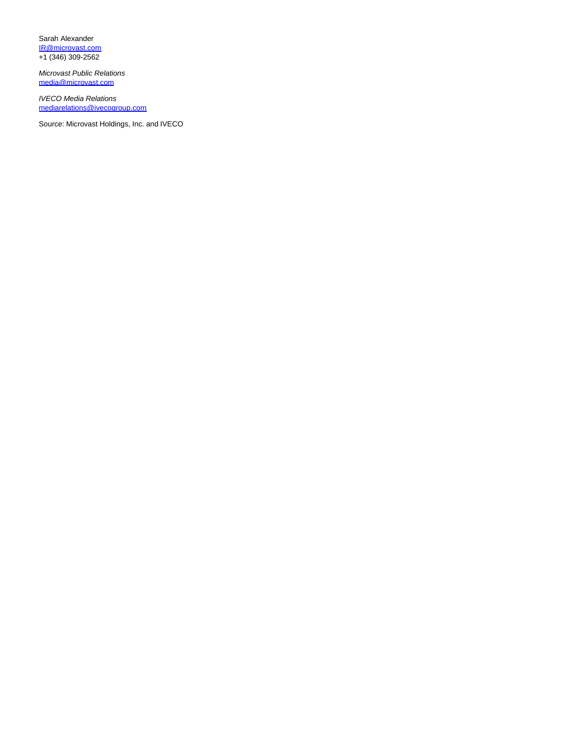Sarah Alexander
IR@microvast.com
+1 (346) 309-2562

*Microvast Public Relations*
media@microvast.com

*IVECO Media Relations*
mediarelations@ivecogroup.com

Source: Microvast Holdings, Inc. and IVECO